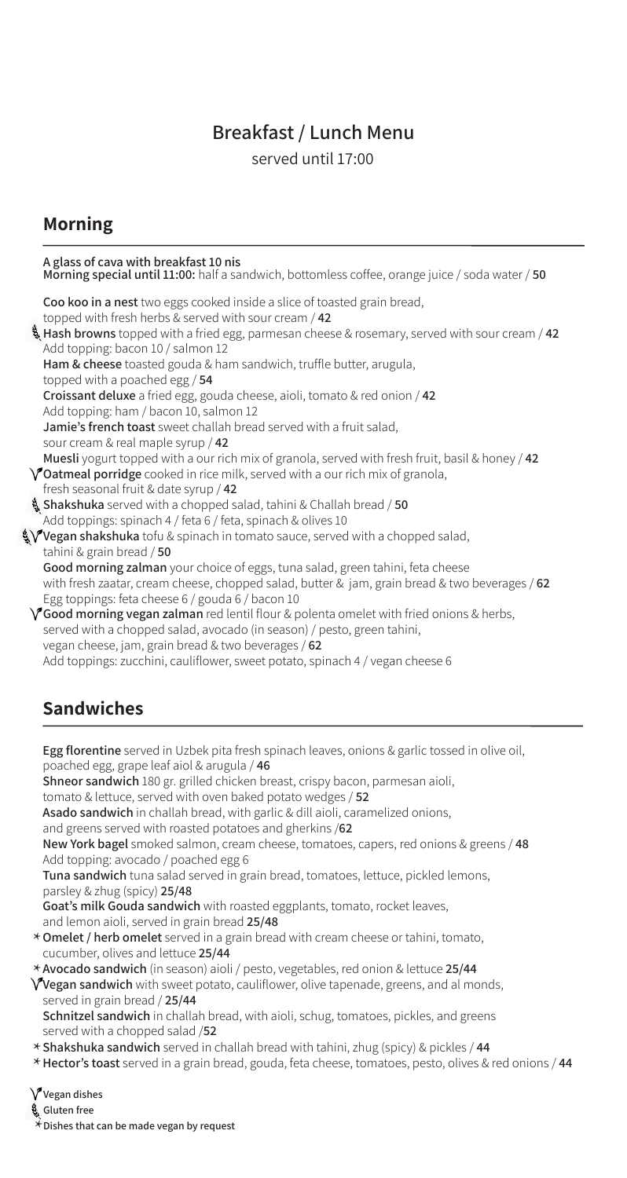# Breakfast / Lunch Menu

served until 17:00

## Morning

**A glass of cava with breakfast 10 nis**
**Morning special until 11:00:** half a sandwich, bottomless coffee, orange juice / soda water / **50**

**Coo koo in a nest** two eggs cooked inside a slice of toasted grain bread, topped with fresh herbs & served with sour cream / **42**

**Hash browns** topped with a fried egg, parmesan cheese & rosemary, served with sour cream / **42**
Add topping: bacon 10 / salmon 12

**Ham & cheese** toasted gouda & ham sandwich, truffle butter, arugula, topped with a poached egg / **54**

**Croissant deluxe** a fried egg, gouda cheese, aioli, tomato & red onion / **42**
Add topping: ham / bacon 10, salmon 12

**Jamie's french toast** sweet challah bread served with a fruit salad, sour cream & real maple syrup / **42**

**Muesli** yogurt topped with a our rich mix of granola, served with fresh fruit, basil & honey / **42**

**Oatmeal porridge** cooked in rice milk, served with a our rich mix of granola, fresh seasonal fruit & date syrup / **42**

**Shakshuka** served with a chopped salad, tahini & Challah bread / **50**
Add toppings: spinach 4 / feta 6 / feta, spinach & olives 10

**Vegan shakshuka** tofu & spinach in tomato sauce, served with a chopped salad, tahini & grain bread / **50**

**Good morning zalman** your choice of eggs, tuna salad, green tahini, feta cheese with fresh zaatar, cream cheese, chopped salad, butter & jam, grain bread & two beverages / **62**
Egg toppings: feta cheese 6 / gouda 6 / bacon 10

**Good morning vegan zalman** red lentil flour & polenta omelet with fried onions & herbs, served with a chopped salad, avocado (in season) / pesto, green tahini, vegan cheese, jam, grain bread & two beverages / **62**
Add toppings: zucchini, cauliflower, sweet potato, spinach 4 / vegan cheese 6

## Sandwiches

**Egg florentine** served in Uzbek pita fresh spinach leaves, onions & garlic tossed in olive oil, poached egg, grape leaf aiol & arugula / **46**

**Shneor sandwich** 180 gr. grilled chicken breast, crispy bacon, parmesan aioli, tomato & lettuce, served with oven baked potato wedges / **52**

**Asado sandwich** in challah bread, with garlic & dill aioli, caramelized onions, and greens served with roasted potatoes and gherkins /**62**

**New York bagel** smoked salmon, cream cheese, tomatoes, capers, red onions & greens / **48**
Add topping: avocado / poached egg 6

**Tuna sandwich** tuna salad served in grain bread, tomatoes, lettuce, pickled lemons, parsley & zhug (spicy) **25/48**

**Goat's milk Gouda sandwich** with roasted eggplants, tomato, rocket leaves, and lemon aioli, served in grain bread **25/48**

\* **Omelet / herb omelet** served in a grain bread with cream cheese or tahini, tomato, cucumber, olives and lettuce **25/44**

\* **Avocado sandwich** (in season) aioli / pesto, vegetables, red onion & lettuce **25/44**

**Vegan sandwich** with sweet potato, cauliflower, olive tapenade, greens, and al monds, served in grain bread / **25/44**

**Schnitzel sandwich** in challah bread, with aioli, schug, tomatoes, pickles, and greens served with a chopped salad /**52**

\* **Shakshuka sandwich** served in challah bread with tahini, zhug (spicy) & pickles / **44**

\* **Hector's toast** served in a grain bread, gouda, feta cheese, tomatoes, pesto, olives & red onions / **44**

Vegan dishes
Gluten free
\* Dishes that can be made vegan by request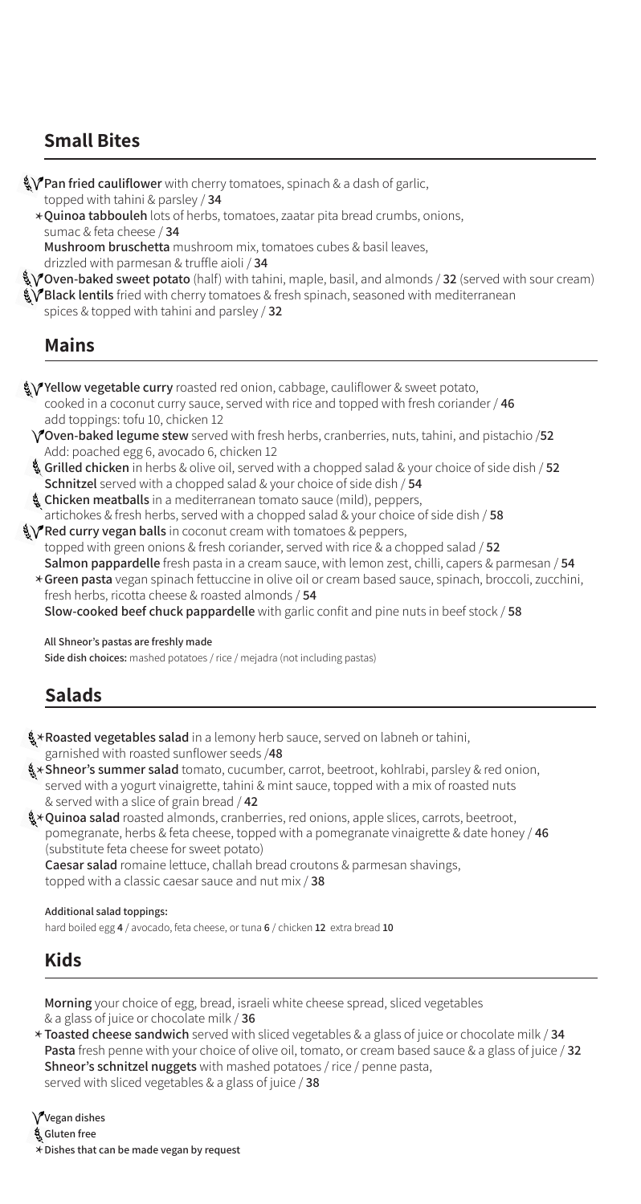## Small Bites

🌾Ⓥ **Pan fried cauliflower** with cherry tomatoes, spinach & a dash of garlic, topped with tahini & parsley / **34**

\* **Quinoa tabbouleh** lots of herbs, tomatoes, zaatar pita bread crumbs, onions, sumac & feta cheese / **34**

**Mushroom bruschetta** mushroom mix, tomatoes cubes & basil leaves, drizzled with parmesan & truffle aioli / **34**

🌾Ⓥ **Oven-baked sweet potato** (half) with tahini, maple, basil, and almonds / **32** (served with sour cream)

🌾Ⓥ **Black lentils** fried with cherry tomatoes & fresh spinach, seasoned with mediterranean spices & topped with tahini and parsley / **32**

## Mains

🌾Ⓥ **Yellow vegetable curry** roasted red onion, cabbage, cauliflower & sweet potato, cooked in a coconut curry sauce, served with rice and topped with fresh coriander / **46**
add toppings: tofu 10, chicken 12

Ⓥ **Oven-baked legume stew** served with fresh herbs, cranberries, nuts, tahini, and pistachio /**52**
Add: poached egg 6, avocado 6, chicken 12

🌾 **Grilled chicken** in herbs & olive oil, served with a chopped salad & your choice of side dish / **52**

**Schnitzel** served with a chopped salad & your choice of side dish / **54**

🌾 **Chicken meatballs** in a mediterranean tomato sauce (mild), peppers, artichokes & fresh herbs, served with a chopped salad & your choice of side dish / **58**

🌾Ⓥ **Red curry vegan balls** in coconut cream with tomatoes & peppers, topped with green onions & fresh coriander, served with rice & a chopped salad / **52**

**Salmon pappardelle** fresh pasta in a cream sauce, with lemon zest, chilli, capers & parmesan / **54**

\* **Green pasta** vegan spinach fettuccine in olive oil or cream based sauce, spinach, broccoli, zucchini, fresh herbs, ricotta cheese & roasted almonds / **54**

**Slow-cooked beef chuck pappardelle** with garlic confit and pine nuts in beef stock / **58**

**All Shneor's pastas are freshly made**

**Side dish choices:** mashed potatoes / rice / mejadra (not including pastas)

## Salads

🌾\* **Roasted vegetables salad** in a lemony herb sauce, served on labneh or tahini, garnished with roasted sunflower seeds /**48**

🌾\* **Shneor's summer salad** tomato, cucumber, carrot, beetroot, kohlrabi, parsley & red onion, served with a yogurt vinaigrette, tahini & mint sauce, topped with a mix of roasted nuts & served with a slice of grain bread / **42**

🌾\* **Quinoa salad** roasted almonds, cranberries, red onions, apple slices, carrots, beetroot, pomegranate, herbs & feta cheese, topped with a pomegranate vinaigrette & date honey / **46** (substitute feta cheese for sweet potato)

**Caesar salad** romaine lettuce, challah bread croutons & parmesan shavings, topped with a classic caesar sauce and nut mix / **38**

**Additional salad toppings:**
hard boiled egg **4** / avocado, feta cheese, or tuna **6** / chicken **12** extra bread **10**

## Kids

**Morning** your choice of egg, bread, israeli white cheese spread, sliced vegetables & a glass of juice or chocolate milk / **36**

\* **Toasted cheese sandwich** served with sliced vegetables & a glass of juice or chocolate milk / **34**

**Pasta** fresh penne with your choice of olive oil, tomato, or cream based sauce & a glass of juice / **32**

**Shneor's schnitzel nuggets** with mashed potatoes / rice / penne pasta, served with sliced vegetables & a glass of juice / **38**

Ⓥ **Vegan dishes**
🌾 **Gluten free**
\* **Dishes that can be made vegan by request**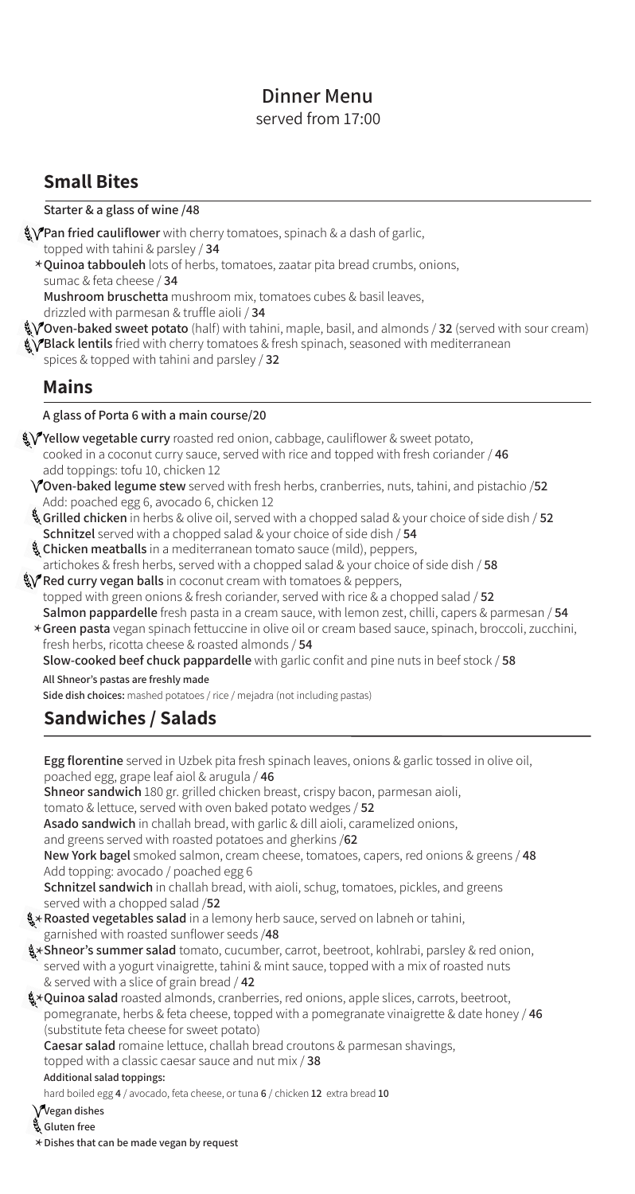# Dinner Menu

served from 17:00

## Small Bites

**Starter & a glass of wine /48**

🌾V **Pan fried cauliflower** with cherry tomatoes, spinach & a dash of garlic, topped with tahini & parsley / **34**

* **Quinoa tabbouleh** lots of herbs, tomatoes, zaatar pita bread crumbs, onions, sumac & feta cheese / **34**

**Mushroom bruschetta** mushroom mix, tomatoes cubes & basil leaves, drizzled with parmesan & truffle aioli / **34**

🌾V **Oven-baked sweet potato** (half) with tahini, maple, basil, and almonds / **32** (served with sour cream)

🌾V **Black lentils** fried with cherry tomatoes & fresh spinach, seasoned with mediterranean spices & topped with tahini and parsley / **32**

## Mains

**A glass of Porta 6 with a main course/20**

🌾V **Yellow vegetable curry** roasted red onion, cabbage, cauliflower & sweet potato, cooked in a coconut curry sauce, served with rice and topped with fresh coriander / **46**
add toppings: tofu 10, chicken 12

V **Oven-baked legume stew** served with fresh herbs, cranberries, nuts, tahini, and pistachio /**52**
Add: poached egg 6, avocado 6, chicken 12

🌾 **Grilled chicken** in herbs & olive oil, served with a chopped salad & your choice of side dish / **52**

**Schnitzel** served with a chopped salad & your choice of side dish / **54**

🌾 **Chicken meatballs** in a mediterranean tomato sauce (mild), peppers, artichokes & fresh herbs, served with a chopped salad & your choice of side dish / **58**

🌾V **Red curry vegan balls** in coconut cream with tomatoes & peppers, topped with green onions & fresh coriander, served with rice & a chopped salad / **52**

**Salmon pappardelle** fresh pasta in a cream sauce, with lemon zest, chilli, capers & parmesan / **54**

* **Green pasta** vegan spinach fettuccine in olive oil or cream based sauce, spinach, broccoli, zucchini, fresh herbs, ricotta cheese & roasted almonds / **54**

**Slow-cooked beef chuck pappardelle** with garlic confit and pine nuts in beef stock / **58**

**All Shneor's pastas are freshly made**

**Side dish choices:** mashed potatoes / rice / mejadra (not including pastas)

## Sandwiches / Salads

**Egg florentine** served in Uzbek pita fresh spinach leaves, onions & garlic tossed in olive oil, poached egg, grape leaf aiol & arugula / **46**

**Shneor sandwich** 180 gr. grilled chicken breast, crispy bacon, parmesan aioli, tomato & lettuce, served with oven baked potato wedges / **52**

**Asado sandwich** in challah bread, with garlic & dill aioli, caramelized onions, and greens served with roasted potatoes and gherkins /**62**

**New York bagel** smoked salmon, cream cheese, tomatoes, capers, red onions & greens / **48**
Add topping: avocado / poached egg 6

**Schnitzel sandwich** in challah bread, with aioli, schug, tomatoes, pickles, and greens served with a chopped salad /**52**

🌾* **Roasted vegetables salad** in a lemony herb sauce, served on labneh or tahini, garnished with roasted sunflower seeds /**48**

🌾* **Shneor's summer salad** tomato, cucumber, carrot, beetroot, kohlrabi, parsley & red onion, served with a yogurt vinaigrette, tahini & mint sauce, topped with a mix of roasted nuts & served with a slice of grain bread / **42**

🌾* **Quinoa salad** roasted almonds, cranberries, red onions, apple slices, carrots, beetroot, pomegranate, herbs & feta cheese, topped with a pomegranate vinaigrette & date honey / **46**
(substitute feta cheese for sweet potato)

**Caesar salad** romaine lettuce, challah bread croutons & parmesan shavings, topped with a classic caesar sauce and nut mix / **38**

**Additional salad toppings:**
hard boiled egg **4** / avocado, feta cheese, or tuna **6** / chicken **12** extra bread **10**

V **Vegan dishes**

🌾 **Gluten free**

* **Dishes that can be made vegan by request**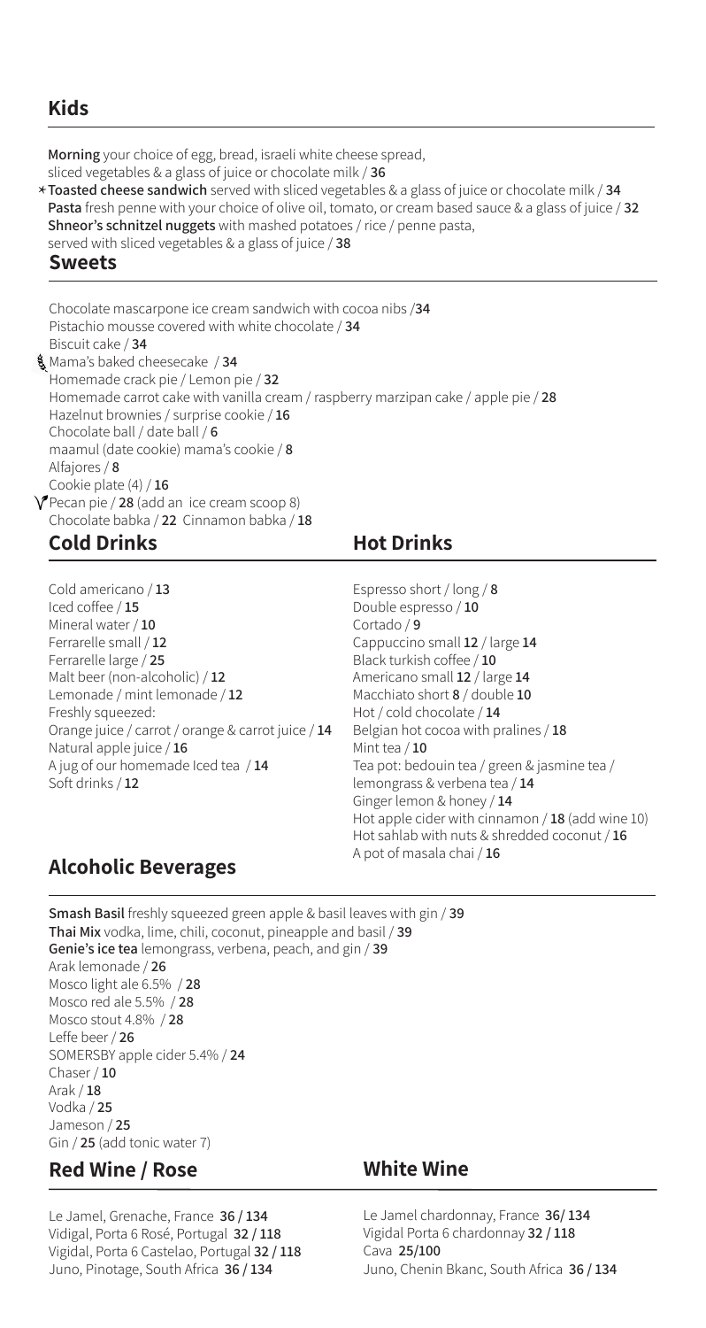## Kids

**Morning** your choice of egg, bread, israeli white cheese spread, sliced vegetables & a glass of juice or chocolate milk / **36**

**Toasted cheese sandwich** served with sliced vegetables & a glass of juice or chocolate milk / **34**

**Pasta** fresh penne with your choice of olive oil, tomato, or cream based sauce & a glass of juice / **32**

**Shneor's schnitzel nuggets** with mashed potatoes / rice / penne pasta, served with sliced vegetables & a glass of juice / **38**

## Sweets

Chocolate mascarpone ice cream sandwich with cocoa nibs /**34**
Pistachio mousse covered with white chocolate / **34**
Biscuit cake / **34**
Mama's baked cheesecake / **34**
Homemade crack pie / Lemon pie / **32**
Homemade carrot cake with vanilla cream / raspberry marzipan cake / apple pie / **28**
Hazelnut brownies / surprise cookie / **16**
Chocolate ball / date ball / **6**
maamul (date cookie) mama's cookie / **8**
Alfajores / **8**
Cookie plate (4) / **16**
Pecan pie / **28** (add an ice cream scoop 8)
Chocolate babka / **22** Cinnamon babka / **18**

## Cold Drinks

Cold americano / **13**
Iced coffee / **15**
Mineral water / **10**
Ferrarelle small / **12**
Ferrarelle large / **25**
Malt beer (non-alcoholic) / **12**
Lemonade / mint lemonade / **12**
Freshly squeezed:
Orange juice / carrot / orange & carrot juice / **14**
Natural apple juice / **16**
A jug of our homemade Iced tea / **14**
Soft drinks / **12**

## Hot Drinks

Espresso short / long / **8**
Double espresso / **10**
Cortado / **9**
Cappuccino small **12** / large **14**
Black turkish coffee / **10**
Americano small **12** / large **14**
Macchiato short **8** / double **10**
Hot / cold chocolate / **14**
Belgian hot cocoa with pralines / **18**
Mint tea / **10**
Tea pot: bedouin tea / green & jasmine tea / lemongrass & verbena tea / **14**
Ginger lemon & honey / **14**
Hot apple cider with cinnamon / **18** (add wine 10)
Hot sahlab with nuts & shredded coconut / **16**
A pot of masala chai / **16**

## Alcoholic Beverages

**Smash Basil** freshly squeezed green apple & basil leaves with gin / **39**
**Thai Mix** vodka, lime, chili, coconut, pineapple and basil / **39**
**Genie's ice tea** lemongrass, verbena, peach, and gin / **39**
Arak lemonade / **26**
Mosco light ale 6.5% / **28**
Mosco red ale 5.5% / **28**
Mosco stout 4.8% / **28**
Leffe beer / **26**
SOMERSBY apple cider 5.4% / **24**
Chaser / **10**
Arak / **18**
Vodka / **25**
Jameson / **25**
Gin / **25** (add tonic water 7)

## Red Wine / Rose

Le Jamel, Grenache, France **36 / 134**
Vidigal, Porta 6 Rosé, Portugal **32 / 118**
Vigidal, Porta 6 Castelao, Portugal **32 / 118**
Juno, Pinotage, South Africa **36 / 134**

## White Wine

Le Jamel chardonnay, France **36/ 134**
Vigidal Porta 6 chardonnay **32 / 118**
Cava **25/100**
Juno, Chenin Bkanc, South Africa **36 / 134**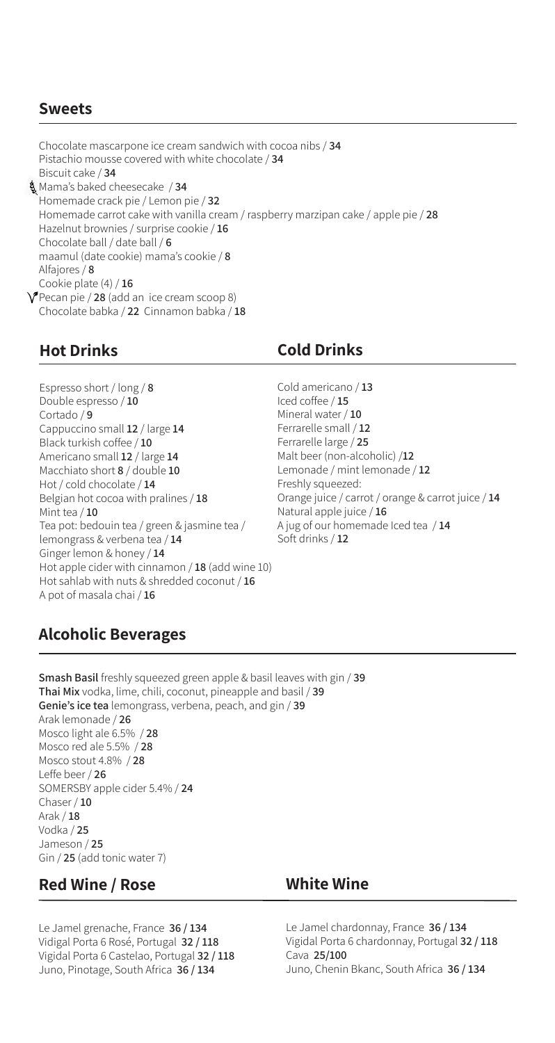## Sweets

Chocolate mascarpone ice cream sandwich with cocoa nibs / **34**
Pistachio mousse covered with white chocolate / **34**
Biscuit cake / **34**
Mama's baked cheesecake / **34**
Homemade crack pie / Lemon pie / **32**
Homemade carrot cake with vanilla cream / raspberry marzipan cake / apple pie / **28**
Hazelnut brownies / surprise cookie / **16**
Chocolate ball / date ball / **6**
maamul (date cookie) mama's cookie / **8**
Alfajores / **8**
Cookie plate (4) / **16**
Pecan pie / **28** (add an ice cream scoop 8)
Chocolate babka / **22** Cinnamon babka / **18**

## Hot Drinks

Espresso short / long / **8**
Double espresso / **10**
Cortado / **9**
Cappuccino small **12** / large **14**
Black turkish coffee / **10**
Americano small **12** / large **14**
Macchiato short **8** / double **10**
Hot / cold chocolate / **14**
Belgian hot cocoa with pralines / **18**
Mint tea / **10**
Tea pot: bedouin tea / green & jasmine tea / lemongrass & verbena tea / **14**
Ginger lemon & honey / **14**
Hot apple cider with cinnamon / **18** (add wine 10)
Hot sahlab with nuts & shredded coconut / **16**
A pot of masala chai / **16**

## Cold Drinks

Cold americano / **13**
Iced coffee / **15**
Mineral water / **10**
Ferrarelle small / **12**
Ferrarelle large / **25**
Malt beer (non-alcoholic) /**12**
Lemonade / mint lemonade / **12**
Freshly squeezed:
Orange juice / carrot / orange & carrot juice / **14**
Natural apple juice / **16**
A jug of our homemade Iced tea / **14**
Soft drinks / **12**

## Alcoholic Beverages

**Smash Basil** freshly squeezed green apple & basil leaves with gin / **39**
**Thai Mix** vodka, lime, chili, coconut, pineapple and basil / **39**
**Genie's ice tea** lemongrass, verbena, peach, and gin / **39**
Arak lemonade / **26**
Mosco light ale 6.5% / **28**
Mosco red ale 5.5% / **28**
Mosco stout 4.8% / **28**
Leffe beer / **26**
SOMERSBY apple cider 5.4% / **24**
Chaser / **10**
Arak / **18**
Vodka / **25**
Jameson / **25**
Gin / **25** (add tonic water 7)

## Red Wine / Rose

Le Jamel grenache, France **36 / 134**
Vigidal Porta 6 Rosé, Portugal **32 / 118**
Vigidal Porta 6 Castelao, Portugal **32 / 118**
Juno, Pinotage, South Africa **36 / 134**

## White Wine

Le Jamel chardonnay, France **36 / 134**
Vigidal Porta 6 chardonnay, Portugal **32 / 118**
Cava **25/100**
Juno, Chenin Bkanc, South Africa **36 / 134**